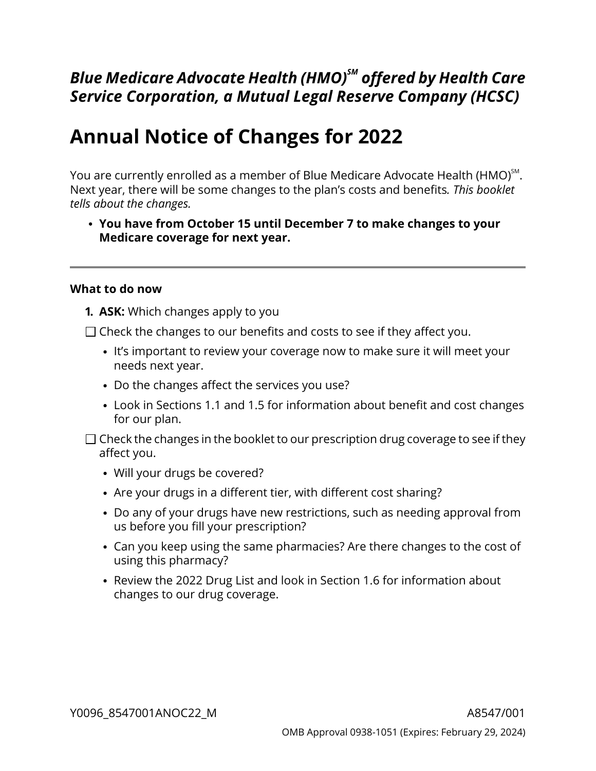***Blue Medicare Advocate Health (HMO)[SM] offered by Health Care Service Corporation, a Mutual Legal Reserve Company (HCSC)***

# Annual Notice of Changes for 2022

You are currently enrolled as a member of Blue Medicare Advocate Health (HMO)[SM]. Next year, there will be some changes to the plan's costs and benefits*. This booklet tells about the changes.*

- **You have from October 15 until December 7 to make changes to your Medicare coverage for next year.**

---

**What to do now**

1. **ASK:** Which changes apply to you

☐ Check the changes to our benefits and costs to see if they affect you.

- It's important to review your coverage now to make sure it will meet your needs next year.
- Do the changes affect the services you use?
- Look in Sections 1.1 and 1.5 for information about benefit and cost changes for our plan.

☐ Check the changes in the booklet to our prescription drug coverage to see if they affect you.

- Will your drugs be covered?
- Are your drugs in a different tier, with different cost sharing?
- Do any of your drugs have new restrictions, such as needing approval from us before you fill your prescription?
- Can you keep using the same pharmacies? Are there changes to the cost of using this pharmacy?
- Review the 2022 Drug List and look in Section 1.6 for information about changes to our drug coverage.

Y0096_8547001ANOC22_M A8547/001

OMB Approval 0938-1051 (Expires: February 29, 2024)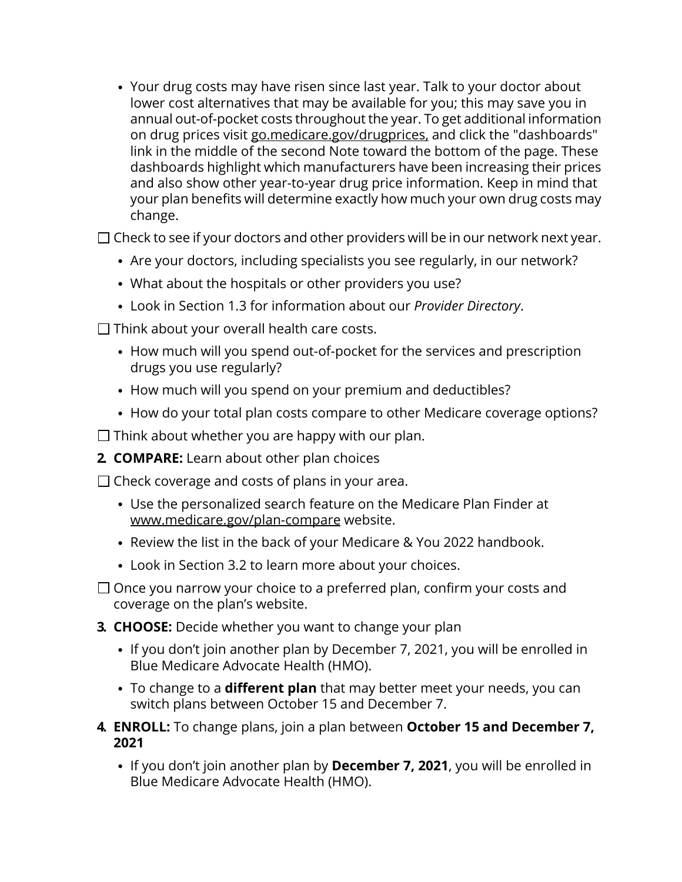- Your drug costs may have risen since last year. Talk to your doctor about lower cost alternatives that may be available for you; this may save you in annual out-of-pocket costs throughout the year. To get additional information on drug prices visit go.medicare.gov/drugprices, and click the "dashboards" link in the middle of the second Note toward the bottom of the page. These dashboards highlight which manufacturers have been increasing their prices and also show other year-to-year drug price information. Keep in mind that your plan benefits will determine exactly how much your own drug costs may change.

☐ Check to see if your doctors and other providers will be in our network next year.

- Are your doctors, including specialists you see regularly, in our network?
- What about the hospitals or other providers you use?
- Look in Section 1.3 for information about our *Provider Directory*.

☐ Think about your overall health care costs.

- How much will you spend out-of-pocket for the services and prescription drugs you use regularly?
- How much will you spend on your premium and deductibles?
- How do your total plan costs compare to other Medicare coverage options?

☐ Think about whether you are happy with our plan.

**2. COMPARE:** Learn about other plan choices

☐ Check coverage and costs of plans in your area.

- Use the personalized search feature on the Medicare Plan Finder at www.medicare.gov/plan-compare website.
- Review the list in the back of your Medicare & You 2022 handbook.
- Look in Section 3.2 to learn more about your choices.

☐ Once you narrow your choice to a preferred plan, confirm your costs and coverage on the plan's website.

**3. CHOOSE:** Decide whether you want to change your plan

- If you don't join another plan by December 7, 2021, you will be enrolled in Blue Medicare Advocate Health (HMO).
- To change to a **different plan** that may better meet your needs, you can switch plans between October 15 and December 7.

**4. ENROLL:** To change plans, join a plan between **October 15 and December 7, 2021**

- If you don't join another plan by **December 7, 2021**, you will be enrolled in Blue Medicare Advocate Health (HMO).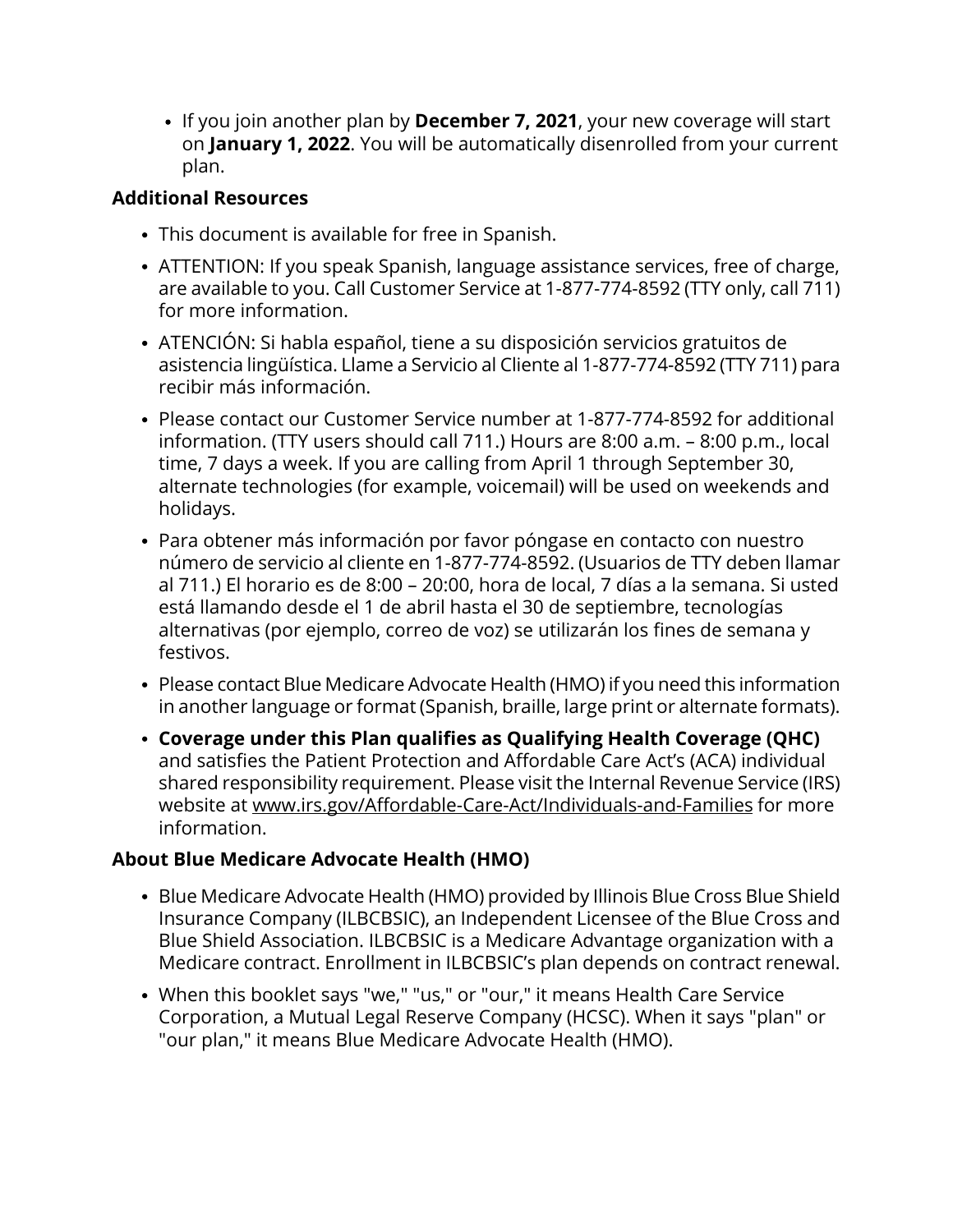- If you join another plan by **December 7, 2021**, your new coverage will start on **January 1, 2022**. You will be automatically disenrolled from your current plan.

### Additional Resources

- This document is available for free in Spanish.
- ATTENTION: If you speak Spanish, language assistance services, free of charge, are available to you. Call Customer Service at 1-877-774-8592 (TTY only, call 711) for more information.
- ATENCIÓN: Si habla español, tiene a su disposición servicios gratuitos de asistencia lingüística. Llame a Servicio al Cliente al 1-877-774-8592 (TTY 711) para recibir más información.
- Please contact our Customer Service number at 1-877-774-8592 for additional information. (TTY users should call 711.) Hours are 8:00 a.m. – 8:00 p.m., local time, 7 days a week. If you are calling from April 1 through September 30, alternate technologies (for example, voicemail) will be used on weekends and holidays.
- Para obtener más información por favor póngase en contacto con nuestro número de servicio al cliente en 1-877-774-8592. (Usuarios de TTY deben llamar al 711.) El horario es de 8:00 – 20:00, hora de local, 7 días a la semana. Si usted está llamando desde el 1 de abril hasta el 30 de septiembre, tecnologías alternativas (por ejemplo, correo de voz) se utilizarán los fines de semana y festivos.
- Please contact Blue Medicare Advocate Health (HMO) if you need this information in another language or format (Spanish, braille, large print or alternate formats).
- **Coverage under this Plan qualifies as Qualifying Health Coverage (QHC)** and satisfies the Patient Protection and Affordable Care Act's (ACA) individual shared responsibility requirement. Please visit the Internal Revenue Service (IRS) website at www.irs.gov/Affordable-Care-Act/Individuals-and-Families for more information.

### About Blue Medicare Advocate Health (HMO)

- Blue Medicare Advocate Health (HMO) provided by Illinois Blue Cross Blue Shield Insurance Company (ILBCBSIC), an Independent Licensee of the Blue Cross and Blue Shield Association. ILBCBSIC is a Medicare Advantage organization with a Medicare contract. Enrollment in ILBCBSIC's plan depends on contract renewal.
- When this booklet says "we," "us," or "our," it means Health Care Service Corporation, a Mutual Legal Reserve Company (HCSC). When it says "plan" or "our plan," it means Blue Medicare Advocate Health (HMO).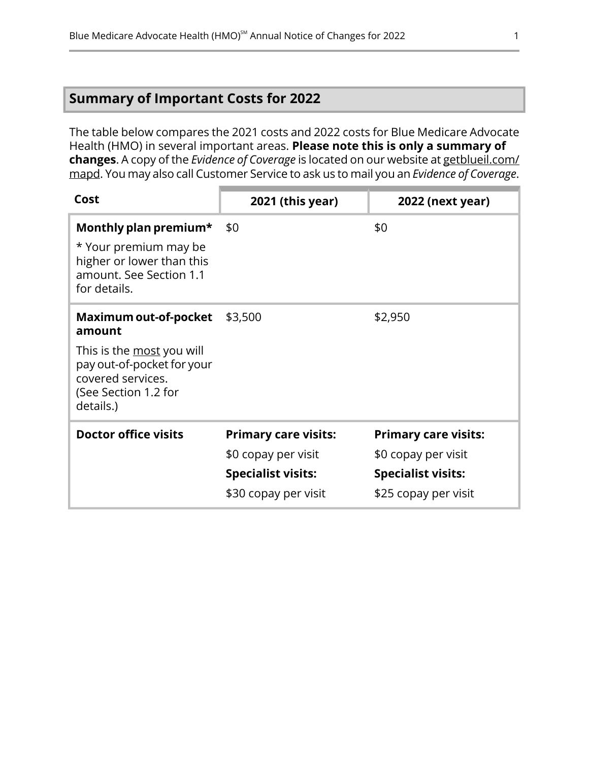## Summary of Important Costs for 2022

The table below compares the 2021 costs and 2022 costs for Blue Medicare Advocate Health (HMO) in several important areas. **Please note this is only a summary of changes**. A copy of the *Evidence of Coverage* is located on our website at getblueil.com/mapd. You may also call Customer Service to ask us to mail you an *Evidence of Coverage*.

| Cost | 2021 (this year) | 2022 (next year) |
|---|---|---|
| **Monthly plan premium*** <br> * Your premium may be higher or lower than this amount. See Section 1.1 for details. | $0 | $0 |
| **Maximum out-of-pocket amount** <br> This is the most you will pay out-of-pocket for your covered services. (See Section 1.2 for details.) | $3,500 | $2,950 |
| **Doctor office visits** | **Primary care visits:** <br> $0 copay per visit <br> **Specialist visits:** <br> $30 copay per visit | **Primary care visits:** <br> $0 copay per visit <br> **Specialist visits:** <br> $25 copay per visit |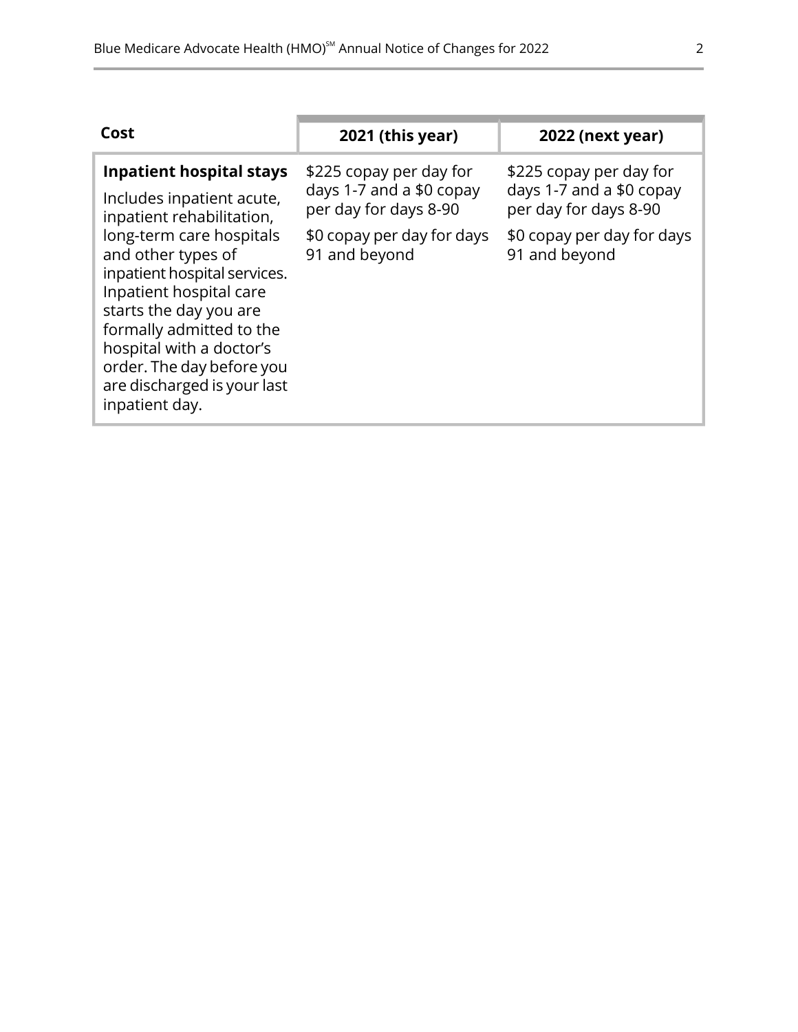| Cost | 2021 (this year) | 2022 (next year) |
|---|---|---|
| **Inpatient hospital stays**<br>Includes inpatient acute, inpatient rehabilitation, long-term care hospitals and other types of inpatient hospital services. Inpatient hospital care starts the day you are formally admitted to the hospital with a doctor's order. The day before you are discharged is your last inpatient day. | $225 copay per day for days 1-7 and a $0 copay per day for days 8-90<br>$0 copay per day for days 91 and beyond | $225 copay per day for days 1-7 and a $0 copay per day for days 8-90<br>$0 copay per day for days 91 and beyond |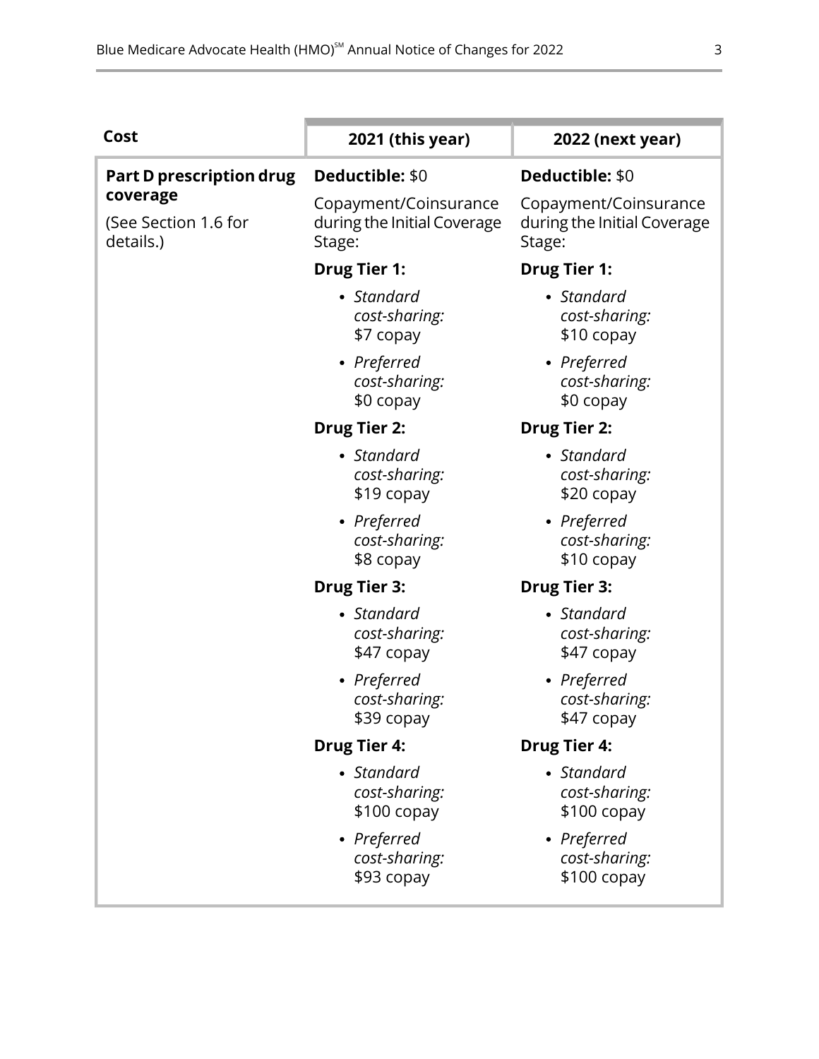| Cost | 2021 (this year) | 2022 (next year) |
| --- | --- | --- |
| **Part D prescription drug coverage**<br><br>(See Section 1.6 for details.) | **Deductible:** $0<br><br>Copayment/Coinsurance during the Initial Coverage Stage:<br><br>**Drug Tier 1:**<br>• *Standard cost-sharing:* $7 copay<br>• *Preferred cost-sharing:* $0 copay<br><br>**Drug Tier 2:**<br>• *Standard cost-sharing:* $19 copay<br>• *Preferred cost-sharing:* $8 copay<br><br>**Drug Tier 3:**<br>• *Standard cost-sharing:* $47 copay<br>• *Preferred cost-sharing:* $39 copay<br><br>**Drug Tier 4:**<br>• *Standard cost-sharing:* $100 copay<br>• *Preferred cost-sharing:* $93 copay | **Deductible:** $0<br><br>Copayment/Coinsurance during the Initial Coverage Stage:<br><br>**Drug Tier 1:**<br>• *Standard cost-sharing:* $10 copay<br>• *Preferred cost-sharing:* $0 copay<br><br>**Drug Tier 2:**<br>• *Standard cost-sharing:* $20 copay<br>• *Preferred cost-sharing:* $10 copay<br><br>**Drug Tier 3:**<br>• *Standard cost-sharing:* $47 copay<br>• *Preferred cost-sharing:* $47 copay<br><br>**Drug Tier 4:**<br>• *Standard cost-sharing:* $100 copay<br>• *Preferred cost-sharing:* $100 copay |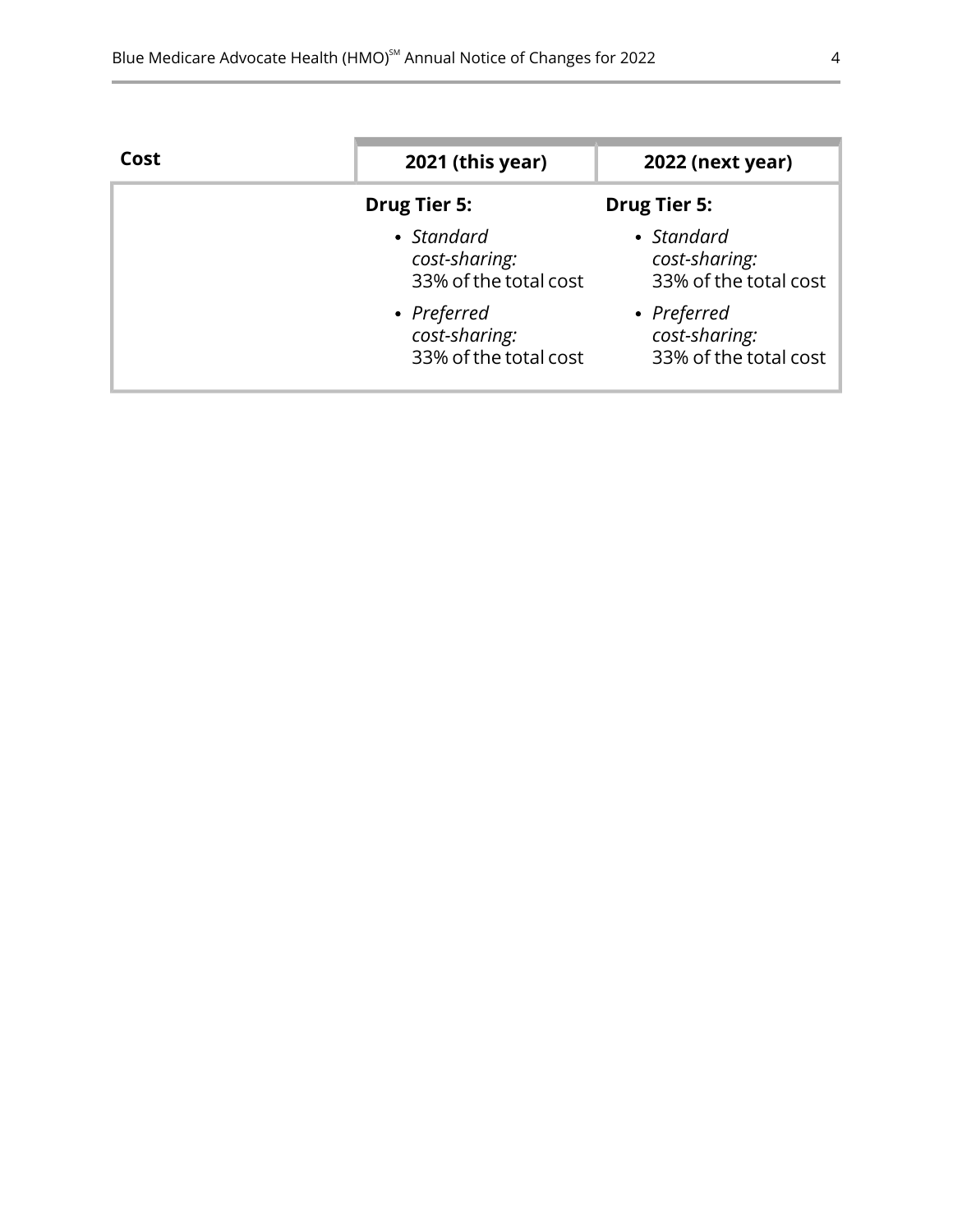| Cost | 2021 (this year) | 2022 (next year) |
|---|---|---|
| | **Drug Tier 5:**<br>• *Standard cost-sharing:* 33% of the total cost<br>• *Preferred cost-sharing:* 33% of the total cost | **Drug Tier 5:**<br>• *Standard cost-sharing:* 33% of the total cost<br>• *Preferred cost-sharing:* 33% of the total cost |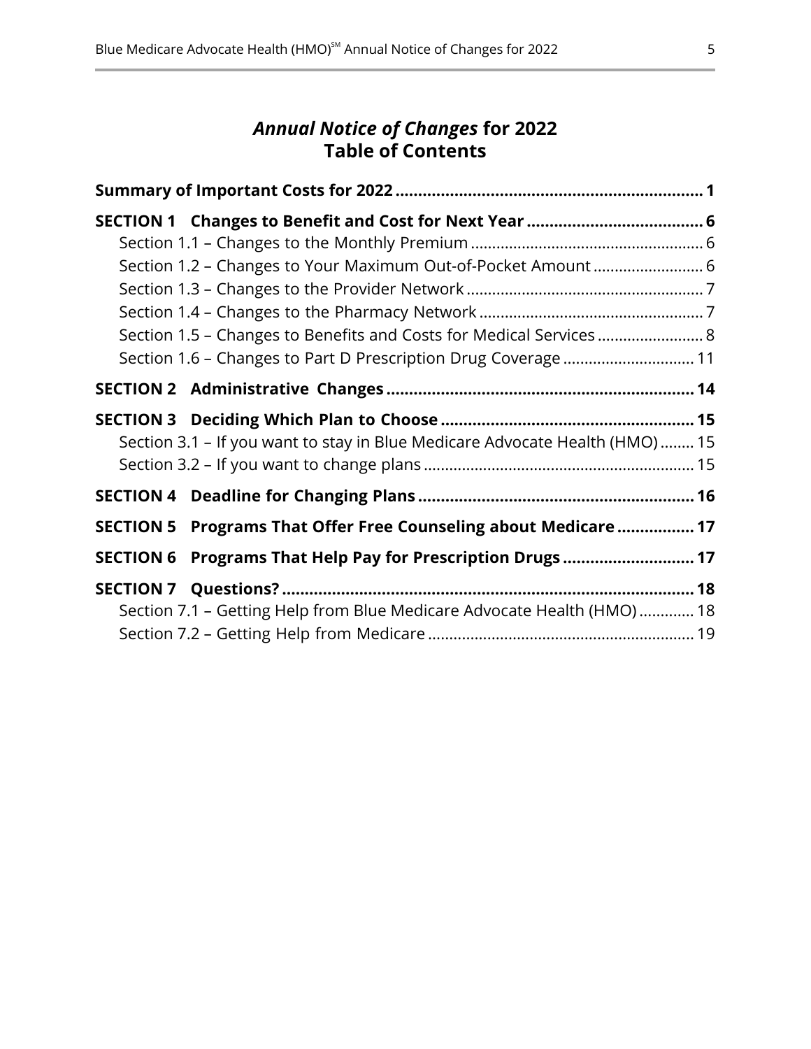# *Annual Notice of Changes* for 2022
# Table of Contents

**Summary of Important Costs for 2022 .................................................................. 1**

**SECTION 1 Changes to Benefit and Cost for Next Year ....................................... 6**

- Section 1.1 – Changes to the Monthly Premium ...................................................... 6
- Section 1.2 – Changes to Your Maximum Out-of-Pocket Amount .......................... 6
- Section 1.3 – Changes to the Provider Network ....................................................... 7
- Section 1.4 – Changes to the Pharmacy Network ..................................................... 7
- Section 1.5 – Changes to Benefits and Costs for Medical Services ......................... 8
- Section 1.6 – Changes to Part D Prescription Drug Coverage ............................... 11

**SECTION 2 Administrative Changes ..................................................................... 14**

**SECTION 3 Deciding Which Plan to Choose ........................................................ 15**

- Section 3.1 – If you want to stay in Blue Medicare Advocate Health (HMO) ........ 15
- Section 3.2 – If you want to change plans ............................................................... 15

**SECTION 4 Deadline for Changing Plans ............................................................. 16**

**SECTION 5 Programs That Offer Free Counseling about Medicare ................. 17**

**SECTION 6 Programs That Help Pay for Prescription Drugs ............................. 17**

**SECTION 7 Questions? ........................................................................................... 18**

- Section 7.1 – Getting Help from Blue Medicare Advocate Health (HMO) ............. 18
- Section 7.2 – Getting Help from Medicare .............................................................. 19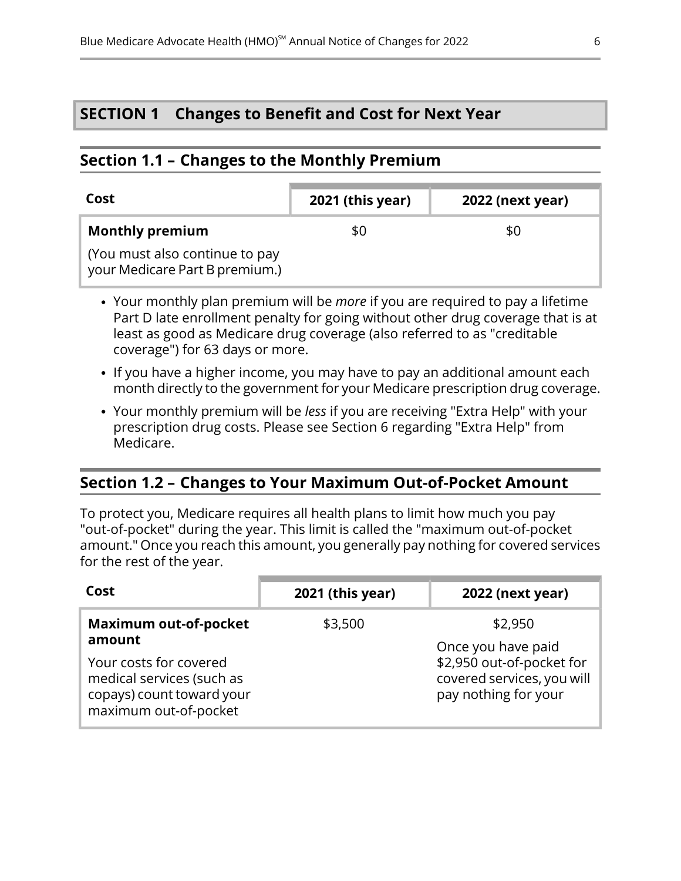# SECTION 1 Changes to Benefit and Cost for Next Year

## Section 1.1 – Changes to the Monthly Premium

| Cost | 2021 (this year) | 2022 (next year) |
|---|---|---|
| **Monthly premium**<br>(You must also continue to pay your Medicare Part B premium.) | $0 | $0 |

- Your monthly plan premium will be *more* if you are required to pay a lifetime Part D late enrollment penalty for going without other drug coverage that is at least as good as Medicare drug coverage (also referred to as "creditable coverage") for 63 days or more.
- If you have a higher income, you may have to pay an additional amount each month directly to the government for your Medicare prescription drug coverage.
- Your monthly premium will be *less* if you are receiving "Extra Help" with your prescription drug costs. Please see Section 6 regarding "Extra Help" from Medicare.

## Section 1.2 – Changes to Your Maximum Out-of-Pocket Amount

To protect you, Medicare requires all health plans to limit how much you pay "out-of-pocket" during the year. This limit is called the "maximum out-of-pocket amount." Once you reach this amount, you generally pay nothing for covered services for the rest of the year.

| Cost | 2021 (this year) | 2022 (next year) |
|---|---|---|
| **Maximum out-of-pocket amount**<br>Your costs for covered medical services (such as copays) count toward your maximum out-of-pocket | $3,500 | $2,950<br>Once you have paid $2,950 out-of-pocket for covered services, you will pay nothing for your |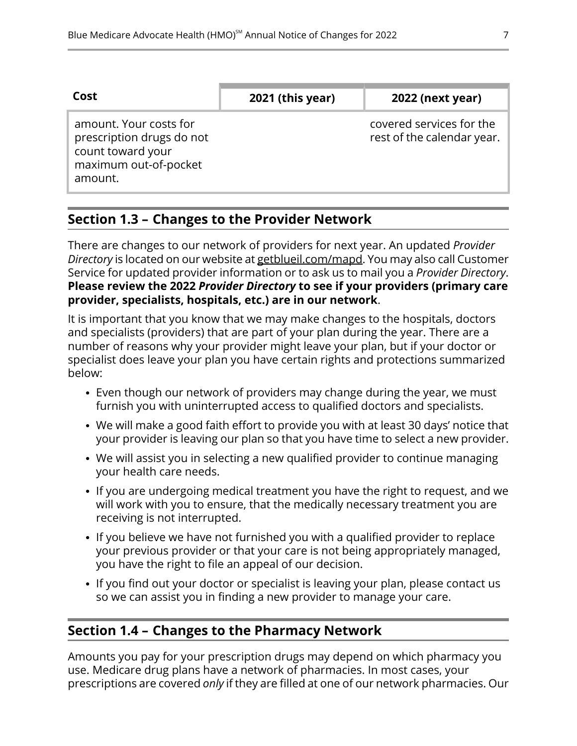| Cost | 2021 (this year) | 2022 (next year) |
| --- | --- | --- |
| amount. Your costs for prescription drugs do not count toward your maximum out-of-pocket amount. | | covered services for the rest of the calendar year. |

## Section 1.3 – Changes to the Provider Network

There are changes to our network of providers for next year. An updated *Provider Directory* is located on our website at getblueil.com/mapd. You may also call Customer Service for updated provider information or to ask us to mail you a *Provider Directory*. **Please review the 2022 *Provider Directory* to see if your providers (primary care provider, specialists, hospitals, etc.) are in our network**.

It is important that you know that we may make changes to the hospitals, doctors and specialists (providers) that are part of your plan during the year. There are a number of reasons why your provider might leave your plan, but if your doctor or specialist does leave your plan you have certain rights and protections summarized below:

- Even though our network of providers may change during the year, we must furnish you with uninterrupted access to qualified doctors and specialists.
- We will make a good faith effort to provide you with at least 30 days' notice that your provider is leaving our plan so that you have time to select a new provider.
- We will assist you in selecting a new qualified provider to continue managing your health care needs.
- If you are undergoing medical treatment you have the right to request, and we will work with you to ensure, that the medically necessary treatment you are receiving is not interrupted.
- If you believe we have not furnished you with a qualified provider to replace your previous provider or that your care is not being appropriately managed, you have the right to file an appeal of our decision.
- If you find out your doctor or specialist is leaving your plan, please contact us so we can assist you in finding a new provider to manage your care.

## Section 1.4 – Changes to the Pharmacy Network

Amounts you pay for your prescription drugs may depend on which pharmacy you use. Medicare drug plans have a network of pharmacies. In most cases, your prescriptions are covered *only* if they are filled at one of our network pharmacies. Our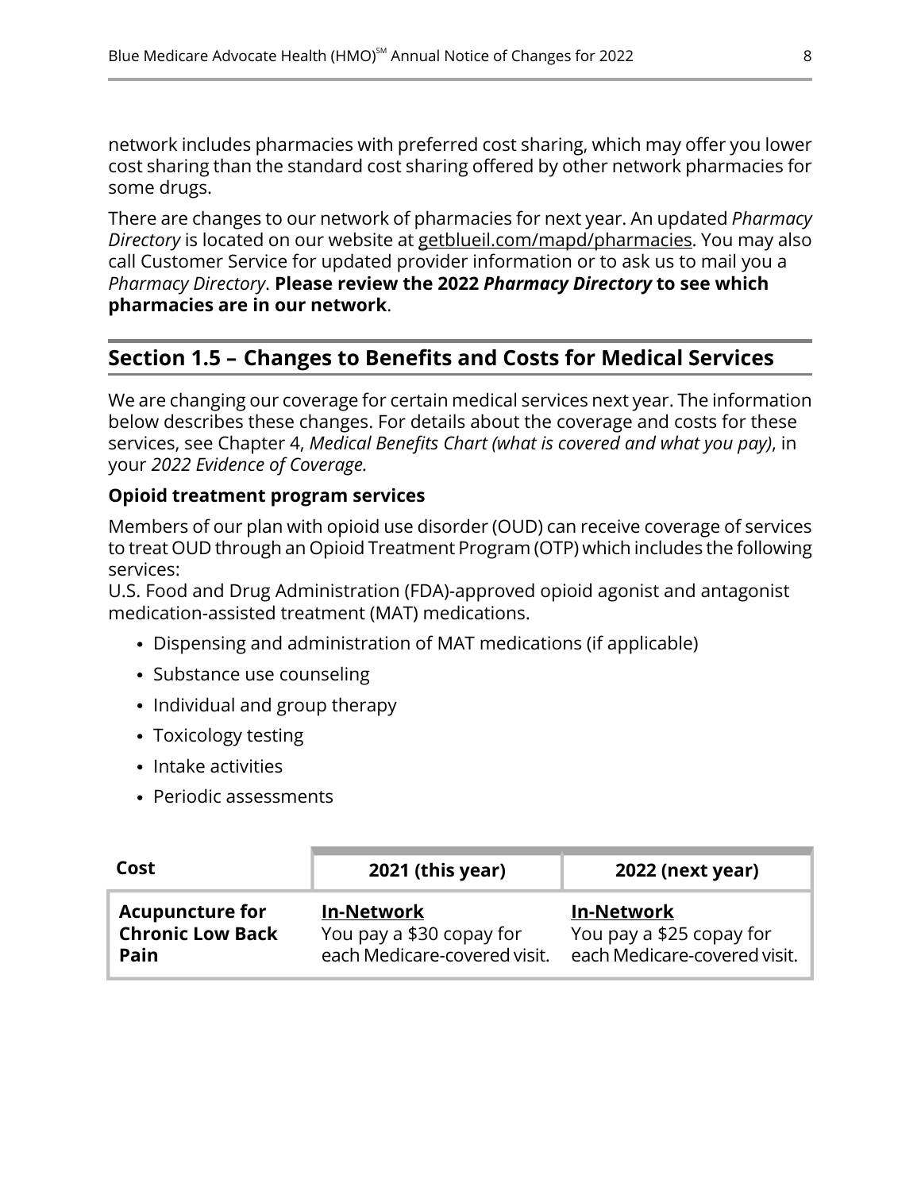network includes pharmacies with preferred cost sharing, which may offer you lower cost sharing than the standard cost sharing offered by other network pharmacies for some drugs.

There are changes to our network of pharmacies for next year. An updated *Pharmacy Directory* is located on our website at getblueil.com/mapd/pharmacies. You may also call Customer Service for updated provider information or to ask us to mail you a *Pharmacy Directory*. **Please review the 2022 *Pharmacy Directory* to see which pharmacies are in our network**.

## Section 1.5 – Changes to Benefits and Costs for Medical Services

We are changing our coverage for certain medical services next year. The information below describes these changes. For details about the coverage and costs for these services, see Chapter 4, *Medical Benefits Chart (what is covered and what you pay)*, in your *2022 Evidence of Coverage.*

**Opioid treatment program services**

Members of our plan with opioid use disorder (OUD) can receive coverage of services to treat OUD through an Opioid Treatment Program (OTP) which includes the following services:
U.S. Food and Drug Administration (FDA)-approved opioid agonist and antagonist medication-assisted treatment (MAT) medications.

- Dispensing and administration of MAT medications (if applicable)
- Substance use counseling
- Individual and group therapy
- Toxicology testing
- Intake activities
- Periodic assessments

| Cost | 2021 (this year) | 2022 (next year) |
|---|---|---|
| **Acupuncture for Chronic Low Back Pain** | **In-Network**<br>You pay a $30 copay for each Medicare-covered visit. | **In-Network**<br>You pay a $25 copay for each Medicare-covered visit. |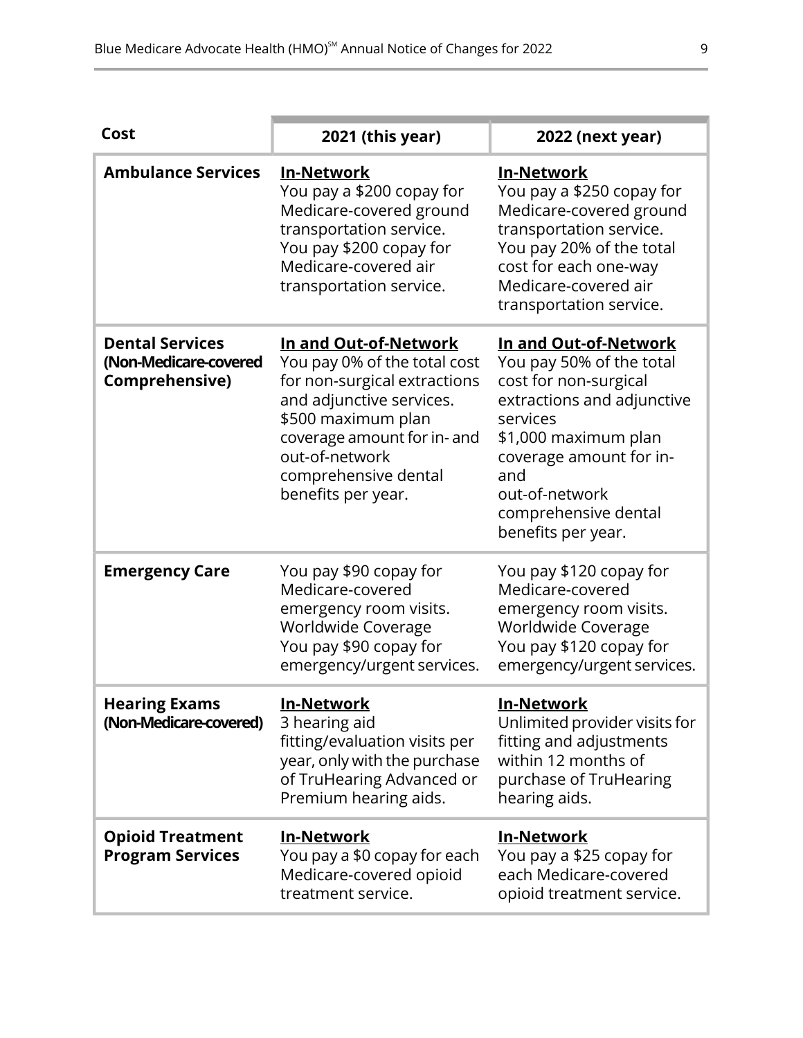| Cost | 2021 (this year) | 2022 (next year) |
|---|---|---|
| **Ambulance Services** | **In-Network**<br>You pay a $200 copay for Medicare-covered ground transportation service.<br>You pay $200 copay for Medicare-covered air transportation service. | **In-Network**<br>You pay a $250 copay for Medicare-covered ground transportation service.<br>You pay 20% of the total cost for each one-way Medicare-covered air transportation service. |
| **Dental Services (Non-Medicare-covered Comprehensive)** | **In and Out-of-Network**<br>You pay 0% of the total cost for non-surgical extractions and adjunctive services.<br>$500 maximum plan coverage amount for in- and out-of-network comprehensive dental benefits per year. | **In and Out-of-Network**<br>You pay 50% of the total cost for non-surgical extractions and adjunctive services<br>$1,000 maximum plan coverage amount for in- and out-of-network comprehensive dental benefits per year. |
| **Emergency Care** | You pay $90 copay for Medicare-covered emergency room visits.<br>Worldwide Coverage<br>You pay $90 copay for emergency/urgent services. | You pay $120 copay for Medicare-covered emergency room visits.<br>Worldwide Coverage<br>You pay $120 copay for emergency/urgent services. |
| **Hearing Exams (Non-Medicare-covered)** | **In-Network**<br>3 hearing aid fitting/evaluation visits per year, only with the purchase of TruHearing Advanced or Premium hearing aids. | **In-Network**<br>Unlimited provider visits for fitting and adjustments within 12 months of purchase of TruHearing hearing aids. |
| **Opioid Treatment Program Services** | **In-Network**<br>You pay a $0 copay for each Medicare-covered opioid treatment service. | **In-Network**<br>You pay a $25 copay for each Medicare-covered opioid treatment service. |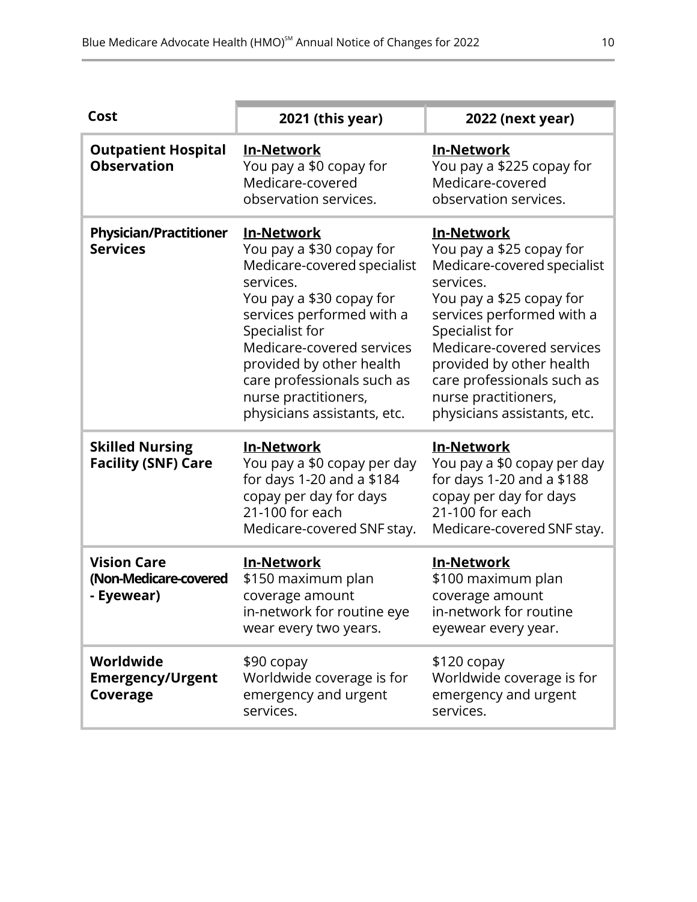| Cost | 2021 (this year) | 2022 (next year) |
|---|---|---|
| **Outpatient Hospital Observation** | **In-Network**<br>You pay a $0 copay for Medicare-covered observation services. | **In-Network**<br>You pay a $225 copay for Medicare-covered observation services. |
| **Physician/Practitioner Services** | **In-Network**<br>You pay a $30 copay for Medicare-covered specialist services.<br>You pay a $30 copay for services performed with a Specialist for Medicare-covered services provided by other health care professionals such as nurse practitioners, physicians assistants, etc. | **In-Network**<br>You pay a $25 copay for Medicare-covered specialist services.<br>You pay a $25 copay for services performed with a Specialist for Medicare-covered services provided by other health care professionals such as nurse practitioners, physicians assistants, etc. |
| **Skilled Nursing Facility (SNF) Care** | **In-Network**<br>You pay a $0 copay per day for days 1-20 and a $184 copay per day for days 21-100 for each Medicare-covered SNF stay. | **In-Network**<br>You pay a $0 copay per day for days 1-20 and a $188 copay per day for days 21-100 for each Medicare-covered SNF stay. |
| **Vision Care (Non-Medicare-covered - Eyewear)** | **In-Network**<br>$150 maximum plan coverage amount in-network for routine eye wear every two years. | **In-Network**<br>$100 maximum plan coverage amount in-network for routine eyewear every year. |
| **Worldwide Emergency/Urgent Coverage** | $90 copay<br>Worldwide coverage is for emergency and urgent services. | $120 copay<br>Worldwide coverage is for emergency and urgent services. |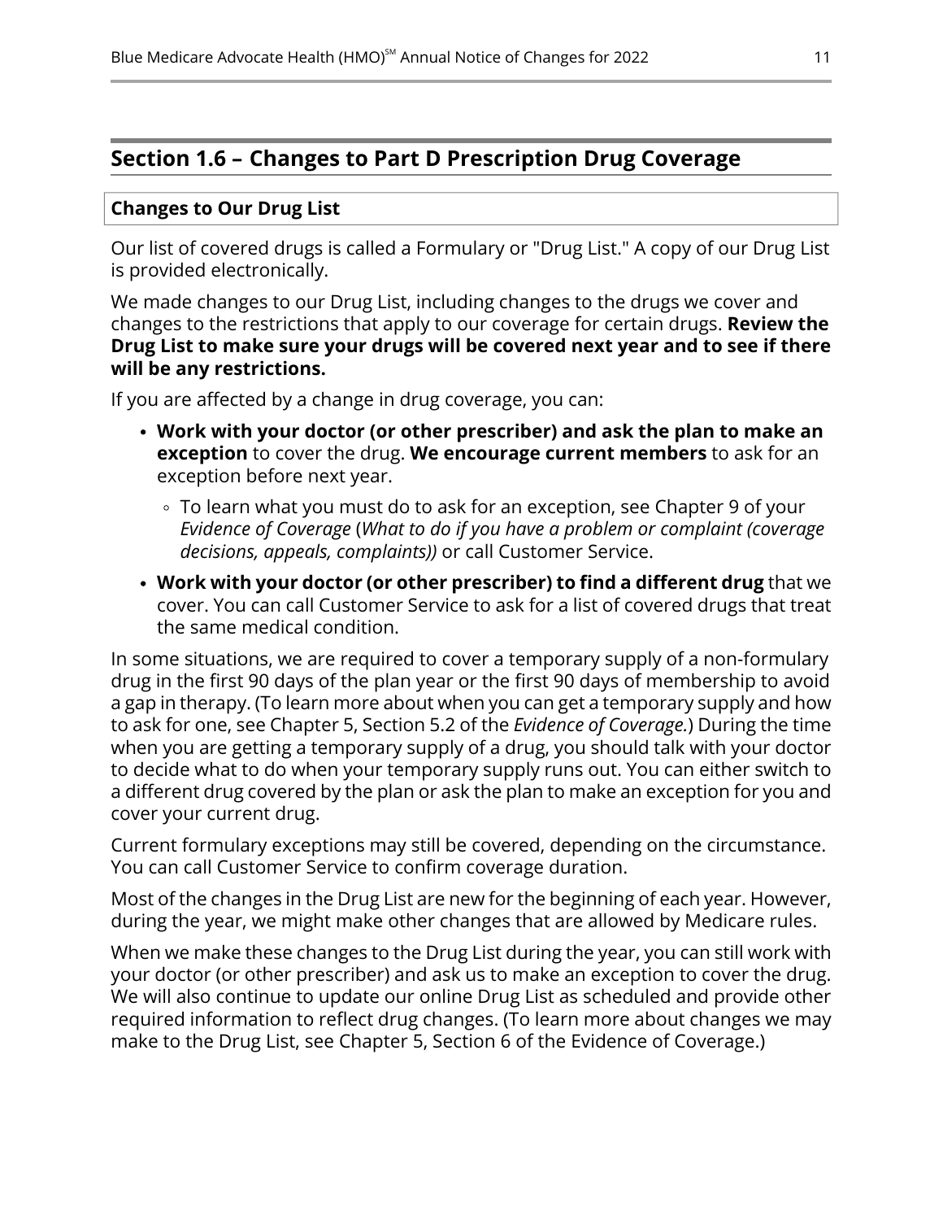## Section 1.6 – Changes to Part D Prescription Drug Coverage

**Changes to Our Drug List**

Our list of covered drugs is called a Formulary or "Drug List." A copy of our Drug List is provided electronically.

We made changes to our Drug List, including changes to the drugs we cover and changes to the restrictions that apply to our coverage for certain drugs. **Review the Drug List to make sure your drugs will be covered next year and to see if there will be any restrictions.**

If you are affected by a change in drug coverage, you can:

- **Work with your doctor (or other prescriber) and ask the plan to make an exception** to cover the drug. **We encourage current members** to ask for an exception before next year.
  - To learn what you must do to ask for an exception, see Chapter 9 of your *Evidence of Coverage* (*What to do if you have a problem or complaint (coverage decisions, appeals, complaints))* or call Customer Service.
- **Work with your doctor (or other prescriber) to find a different drug** that we cover. You can call Customer Service to ask for a list of covered drugs that treat the same medical condition.

In some situations, we are required to cover a temporary supply of a non-formulary drug in the first 90 days of the plan year or the first 90 days of membership to avoid a gap in therapy. (To learn more about when you can get a temporary supply and how to ask for one, see Chapter 5, Section 5.2 of the *Evidence of Coverage.*) During the time when you are getting a temporary supply of a drug, you should talk with your doctor to decide what to do when your temporary supply runs out. You can either switch to a different drug covered by the plan or ask the plan to make an exception for you and cover your current drug.

Current formulary exceptions may still be covered, depending on the circumstance. You can call Customer Service to confirm coverage duration.

Most of the changes in the Drug List are new for the beginning of each year. However, during the year, we might make other changes that are allowed by Medicare rules.

When we make these changes to the Drug List during the year, you can still work with your doctor (or other prescriber) and ask us to make an exception to cover the drug. We will also continue to update our online Drug List as scheduled and provide other required information to reflect drug changes. (To learn more about changes we may make to the Drug List, see Chapter 5, Section 6 of the Evidence of Coverage.)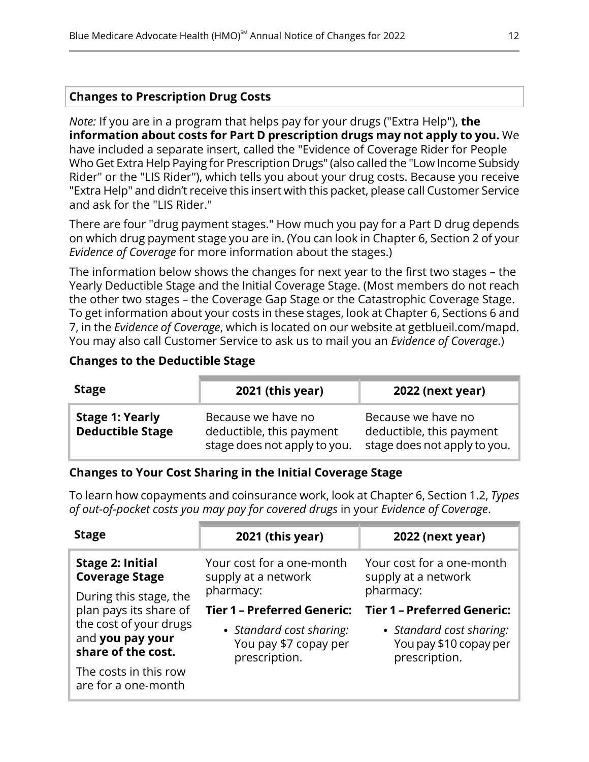## Changes to Prescription Drug Costs

*Note:* If you are in a program that helps pay for your drugs ("Extra Help"), **the information about costs for Part D prescription drugs may not apply to you.** We have included a separate insert, called the "Evidence of Coverage Rider for People Who Get Extra Help Paying for Prescription Drugs" (also called the "Low Income Subsidy Rider" or the "LIS Rider"), which tells you about your drug costs. Because you receive "Extra Help" and didn't receive this insert with this packet, please call Customer Service and ask for the "LIS Rider."

There are four "drug payment stages." How much you pay for a Part D drug depends on which drug payment stage you are in. (You can look in Chapter 6, Section 2 of your *Evidence of Coverage* for more information about the stages.)

The information below shows the changes for next year to the first two stages – the Yearly Deductible Stage and the Initial Coverage Stage. (Most members do not reach the other two stages – the Coverage Gap Stage or the Catastrophic Coverage Stage. To get information about your costs in these stages, look at Chapter 6, Sections 6 and 7, in the *Evidence of Coverage*, which is located on our website at getblueil.com/mapd. You may also call Customer Service to ask us to mail you an *Evidence of Coverage*.)

### Changes to the Deductible Stage

| Stage | 2021 (this year) | 2022 (next year) |
|---|---|---|
| **Stage 1: Yearly Deductible Stage** | Because we have no deductible, this payment stage does not apply to you. | Because we have no deductible, this payment stage does not apply to you. |

### Changes to Your Cost Sharing in the Initial Coverage Stage

To learn how copayments and coinsurance work, look at Chapter 6, Section 1.2, *Types of out-of-pocket costs you may pay for covered drugs* in your *Evidence of Coverage*.

| Stage | 2021 (this year) | 2022 (next year) |
|---|---|---|
| **Stage 2: Initial Coverage Stage**<br><br>During this stage, the plan pays its share of the cost of your drugs and **you pay your share of the cost.**<br><br>The costs in this row are for a one-month | Your cost for a one-month supply at a network pharmacy:<br><br>**Tier 1 – Preferred Generic:**<br><br>• *Standard cost sharing:* You pay $7 copay per prescription. | Your cost for a one-month supply at a network pharmacy:<br><br>**Tier 1 – Preferred Generic:**<br><br>• *Standard cost sharing:* You pay $10 copay per prescription. |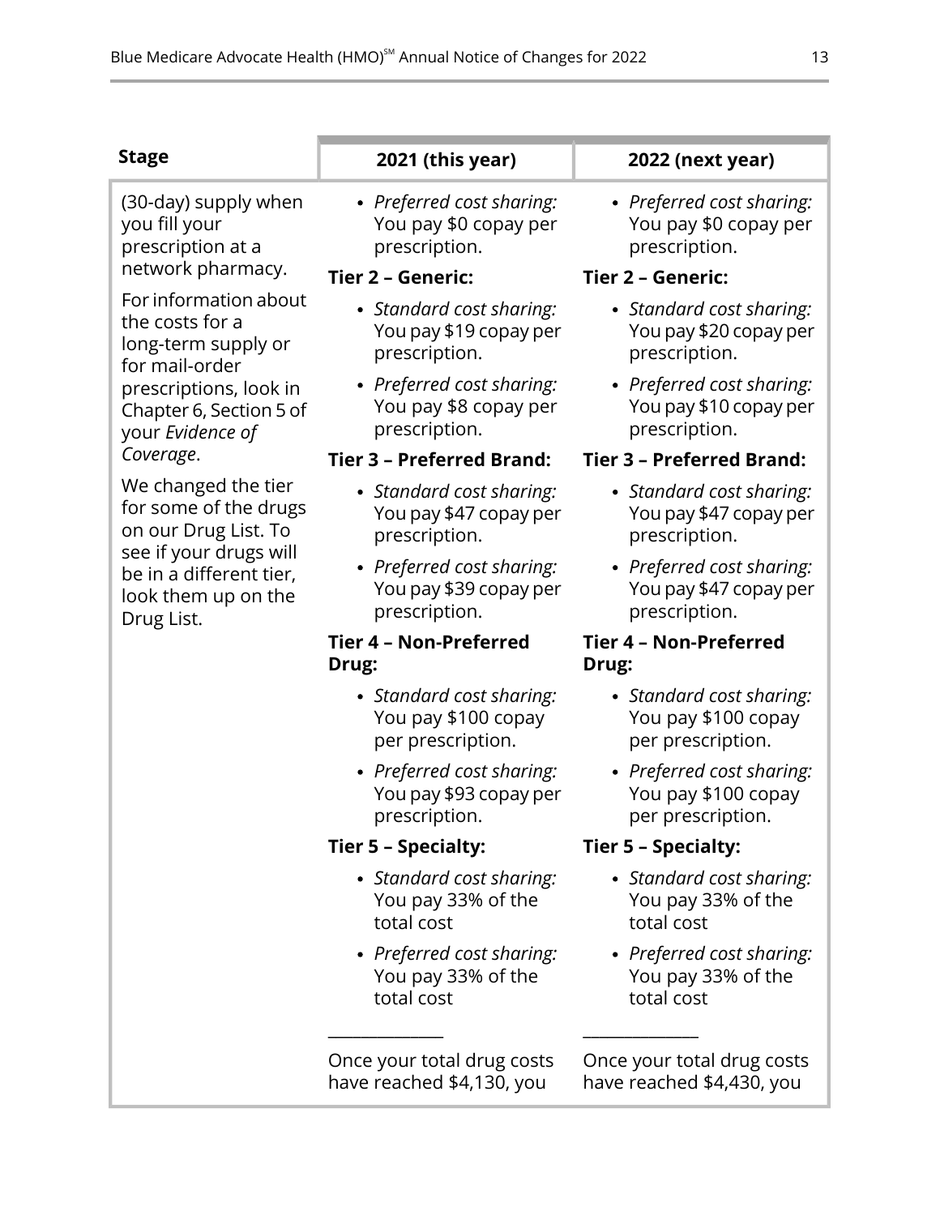| Stage | 2021 (this year) | 2022 (next year) |
|---|---|---|
| (30-day) supply when you fill your prescription at a network pharmacy.<br><br>For information about the costs for a long-term supply or for mail-order prescriptions, look in Chapter 6, Section 5 of your *Evidence of Coverage*.<br><br>We changed the tier for some of the drugs on our Drug List. To see if your drugs will be in a different tier, look them up on the Drug List. | • *Preferred cost sharing:* You pay $0 copay per prescription.<br><br>**Tier 2 – Generic:**<br>• *Standard cost sharing:* You pay $19 copay per prescription.<br>• *Preferred cost sharing:* You pay $8 copay per prescription.<br><br>**Tier 3 – Preferred Brand:**<br>• *Standard cost sharing:* You pay $47 copay per prescription.<br>• *Preferred cost sharing:* You pay $39 copay per prescription.<br><br>**Tier 4 – Non-Preferred Drug:**<br>• *Standard cost sharing:* You pay $100 copay per prescription.<br>• *Preferred cost sharing:* You pay $93 copay per prescription.<br><br>**Tier 5 – Specialty:**<br>• *Standard cost sharing:* You pay 33% of the total cost<br>• *Preferred cost sharing:* You pay 33% of the total cost<br><br>______________<br><br>Once your total drug costs have reached $4,130, you | • *Preferred cost sharing:* You pay $0 copay per prescription.<br><br>**Tier 2 – Generic:**<br>• *Standard cost sharing:* You pay $20 copay per prescription.<br>• *Preferred cost sharing:* You pay $10 copay per prescription.<br><br>**Tier 3 – Preferred Brand:**<br>• *Standard cost sharing:* You pay $47 copay per prescription.<br>• *Preferred cost sharing:* You pay $47 copay per prescription.<br><br>**Tier 4 – Non-Preferred Drug:**<br>• *Standard cost sharing:* You pay $100 copay per prescription.<br>• *Preferred cost sharing:* You pay $100 copay per prescription.<br><br>**Tier 5 – Specialty:**<br>• *Standard cost sharing:* You pay 33% of the total cost<br>• *Preferred cost sharing:* You pay 33% of the total cost<br><br>______________<br><br>Once your total drug costs have reached $4,430, you |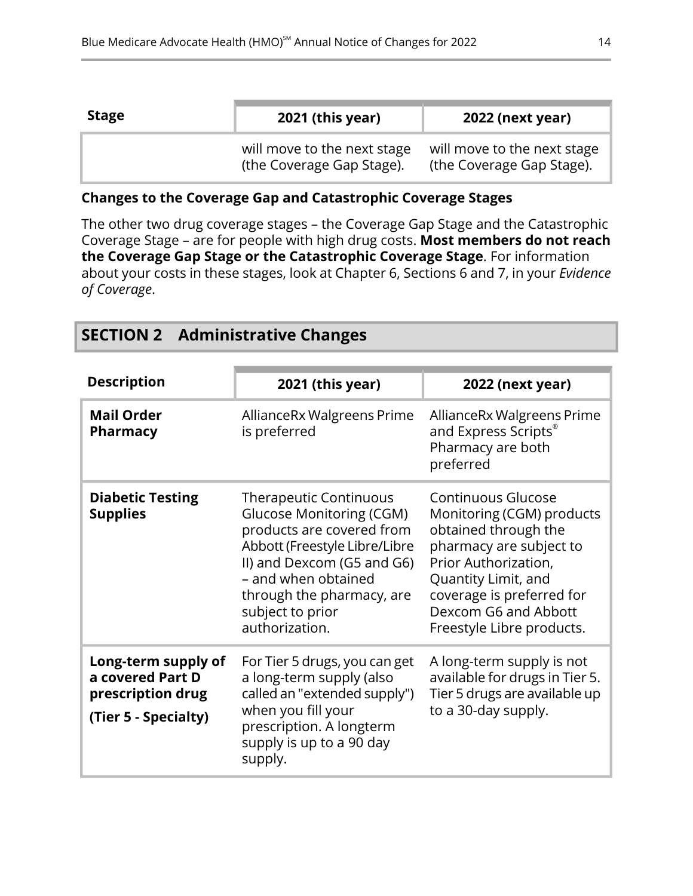| Stage | 2021 (this year) | 2022 (next year) |
|---|---|---|
| | will move to the next stage (the Coverage Gap Stage). | will move to the next stage (the Coverage Gap Stage). |

**Changes to the Coverage Gap and Catastrophic Coverage Stages**

The other two drug coverage stages – the Coverage Gap Stage and the Catastrophic Coverage Stage – are for people with high drug costs. **Most members do not reach the Coverage Gap Stage or the Catastrophic Coverage Stage**. For information about your costs in these stages, look at Chapter 6, Sections 6 and 7, in your *Evidence of Coverage*.

## SECTION 2 Administrative Changes

| Description | 2021 (this year) | 2022 (next year) |
|---|---|---|
| **Mail Order Pharmacy** | AllianceRx Walgreens Prime is preferred | AllianceRx Walgreens Prime and Express Scripts® Pharmacy are both preferred |
| **Diabetic Testing Supplies** | Therapeutic Continuous Glucose Monitoring (CGM) products are covered from Abbott (Freestyle Libre/Libre II) and Dexcom (G5 and G6) – and when obtained through the pharmacy, are subject to prior authorization. | Continuous Glucose Monitoring (CGM) products obtained through the pharmacy are subject to Prior Authorization, Quantity Limit, and coverage is preferred for Dexcom G6 and Abbott Freestyle Libre products. |
| **Long-term supply of a covered Part D prescription drug (Tier 5 - Specialty)** | For Tier 5 drugs, you can get a long-term supply (also called an "extended supply") when you fill your prescription. A longterm supply is up to a 90 day supply. | A long-term supply is not available for drugs in Tier 5. Tier 5 drugs are available up to a 30-day supply. |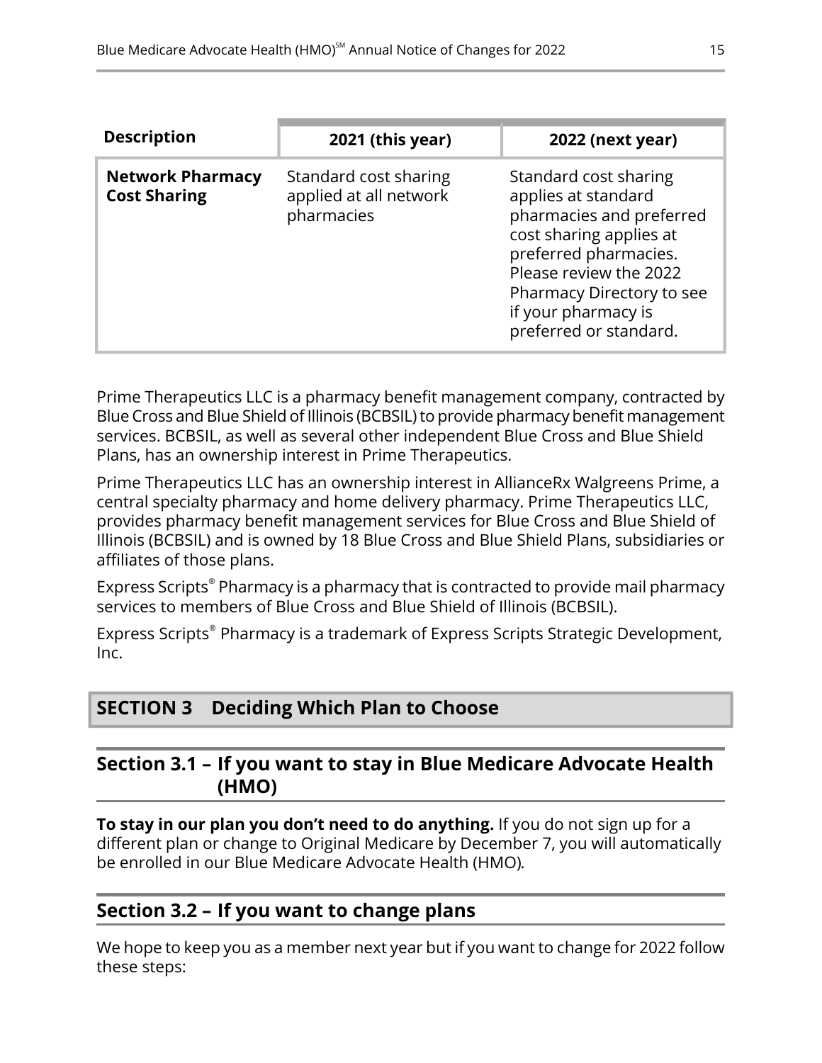| Description | 2021 (this year) | 2022 (next year) |
|---|---|---|
| **Network Pharmacy Cost Sharing** | Standard cost sharing applied at all network pharmacies | Standard cost sharing applies at standard pharmacies and preferred cost sharing applies at preferred pharmacies. Please review the 2022 Pharmacy Directory to see if your pharmacy is preferred or standard. |

Prime Therapeutics LLC is a pharmacy benefit management company, contracted by Blue Cross and Blue Shield of Illinois (BCBSIL) to provide pharmacy benefit management services. BCBSIL, as well as several other independent Blue Cross and Blue Shield Plans, has an ownership interest in Prime Therapeutics.

Prime Therapeutics LLC has an ownership interest in AllianceRx Walgreens Prime, a central specialty pharmacy and home delivery pharmacy. Prime Therapeutics LLC, provides pharmacy benefit management services for Blue Cross and Blue Shield of Illinois (BCBSIL) and is owned by 18 Blue Cross and Blue Shield Plans, subsidiaries or affiliates of those plans.

Express Scripts® Pharmacy is a pharmacy that is contracted to provide mail pharmacy services to members of Blue Cross and Blue Shield of Illinois (BCBSIL).

Express Scripts® Pharmacy is a trademark of Express Scripts Strategic Development, Inc.

# SECTION 3 Deciding Which Plan to Choose

## Section 3.1 – If you want to stay in Blue Medicare Advocate Health (HMO)

**To stay in our plan you don't need to do anything.** If you do not sign up for a different plan or change to Original Medicare by December 7, you will automatically be enrolled in our Blue Medicare Advocate Health (HMO).

## Section 3.2 – If you want to change plans

We hope to keep you as a member next year but if you want to change for 2022 follow these steps: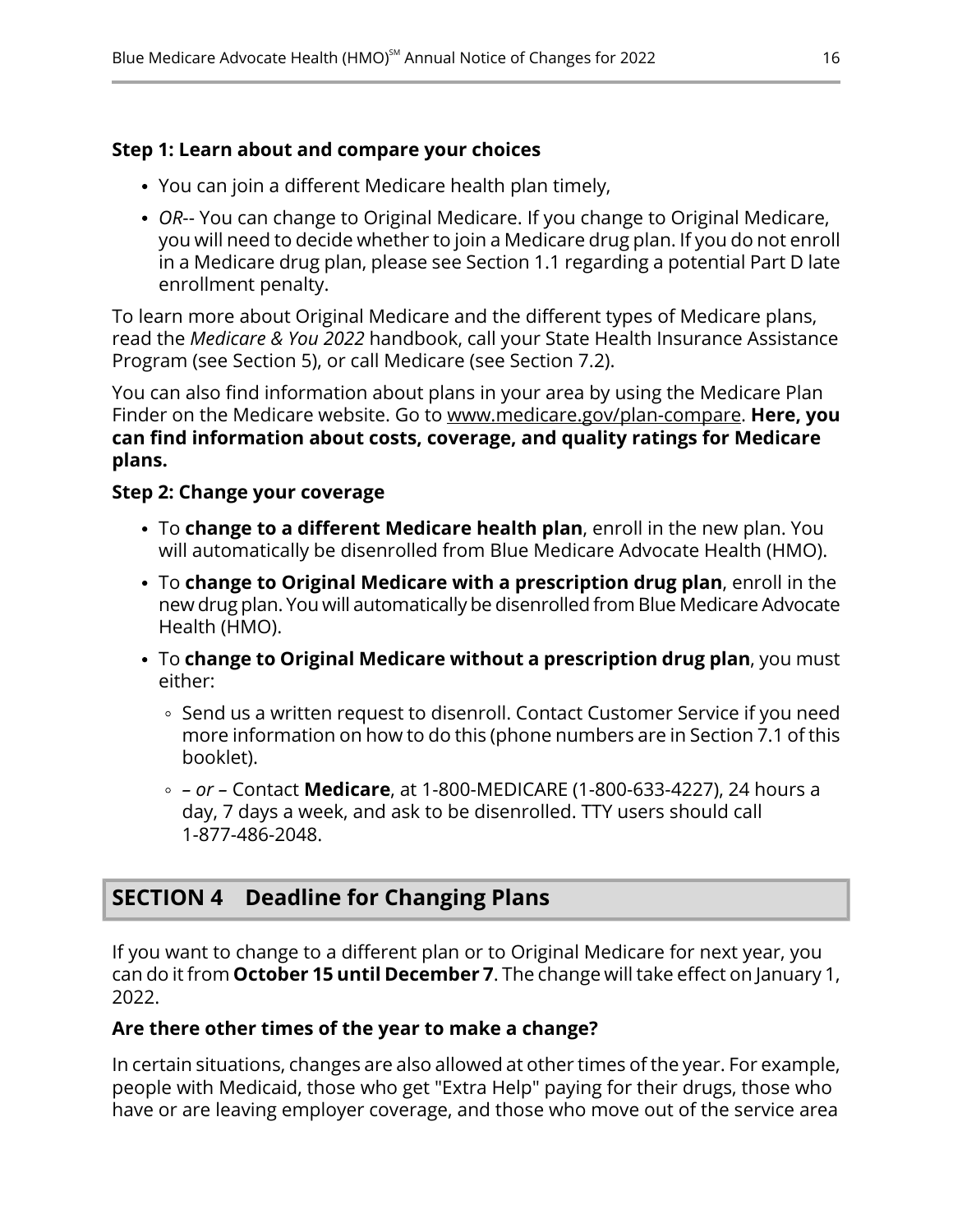**Step 1: Learn about and compare your choices**

- You can join a different Medicare health plan timely,
- *OR*-- You can change to Original Medicare. If you change to Original Medicare, you will need to decide whether to join a Medicare drug plan. If you do not enroll in a Medicare drug plan, please see Section 1.1 regarding a potential Part D late enrollment penalty.

To learn more about Original Medicare and the different types of Medicare plans, read the *Medicare & You 2022* handbook, call your State Health Insurance Assistance Program (see Section 5), or call Medicare (see Section 7.2).

You can also find information about plans in your area by using the Medicare Plan Finder on the Medicare website. Go to www.medicare.gov/plan-compare. **Here, you can find information about costs, coverage, and quality ratings for Medicare plans.**

**Step 2: Change your coverage**

- To **change to a different Medicare health plan**, enroll in the new plan. You will automatically be disenrolled from Blue Medicare Advocate Health (HMO).
- To **change to Original Medicare with a prescription drug plan**, enroll in the new drug plan. You will automatically be disenrolled from Blue Medicare Advocate Health (HMO).
- To **change to Original Medicare without a prescription drug plan**, you must either:
  - Send us a written request to disenroll. Contact Customer Service if you need more information on how to do this (phone numbers are in Section 7.1 of this booklet).
  - – *or* – Contact **Medicare**, at 1-800-MEDICARE (1-800-633-4227), 24 hours a day, 7 days a week, and ask to be disenrolled. TTY users should call 1-877-486-2048.

## SECTION 4 Deadline for Changing Plans

If you want to change to a different plan or to Original Medicare for next year, you can do it from **October 15 until December 7**. The change will take effect on January 1, 2022.

**Are there other times of the year to make a change?**

In certain situations, changes are also allowed at other times of the year. For example, people with Medicaid, those who get "Extra Help" paying for their drugs, those who have or are leaving employer coverage, and those who move out of the service area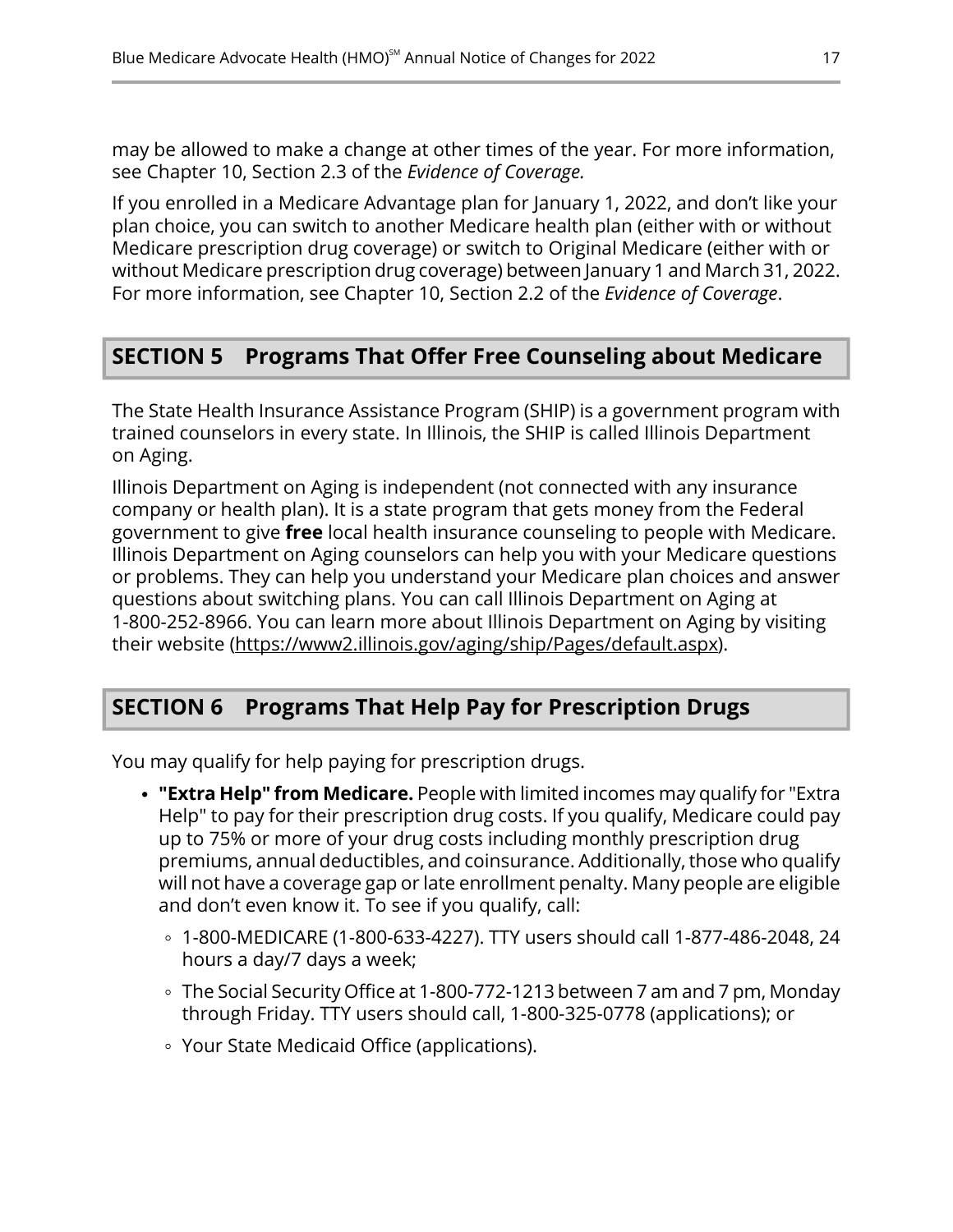may be allowed to make a change at other times of the year. For more information, see Chapter 10, Section 2.3 of the *Evidence of Coverage.*

If you enrolled in a Medicare Advantage plan for January 1, 2022, and don't like your plan choice, you can switch to another Medicare health plan (either with or without Medicare prescription drug coverage) or switch to Original Medicare (either with or without Medicare prescription drug coverage) between January 1 and March 31, 2022. For more information, see Chapter 10, Section 2.2 of the *Evidence of Coverage*.

## SECTION 5 Programs That Offer Free Counseling about Medicare

The State Health Insurance Assistance Program (SHIP) is a government program with trained counselors in every state. In Illinois, the SHIP is called Illinois Department on Aging.

Illinois Department on Aging is independent (not connected with any insurance company or health plan). It is a state program that gets money from the Federal government to give **free** local health insurance counseling to people with Medicare. Illinois Department on Aging counselors can help you with your Medicare questions or problems. They can help you understand your Medicare plan choices and answer questions about switching plans. You can call Illinois Department on Aging at 1-800-252-8966. You can learn more about Illinois Department on Aging by visiting their website (https://www2.illinois.gov/aging/ship/Pages/default.aspx).

## SECTION 6 Programs That Help Pay for Prescription Drugs

You may qualify for help paying for prescription drugs.

- **"Extra Help" from Medicare.** People with limited incomes may qualify for "Extra Help" to pay for their prescription drug costs. If you qualify, Medicare could pay up to 75% or more of your drug costs including monthly prescription drug premiums, annual deductibles, and coinsurance. Additionally, those who qualify will not have a coverage gap or late enrollment penalty. Many people are eligible and don't even know it. To see if you qualify, call:
  - 1-800-MEDICARE (1-800-633-4227). TTY users should call 1-877-486-2048, 24 hours a day/7 days a week;
  - The Social Security Office at 1-800-772-1213 between 7 am and 7 pm, Monday through Friday. TTY users should call, 1-800-325-0778 (applications); or
  - Your State Medicaid Office (applications).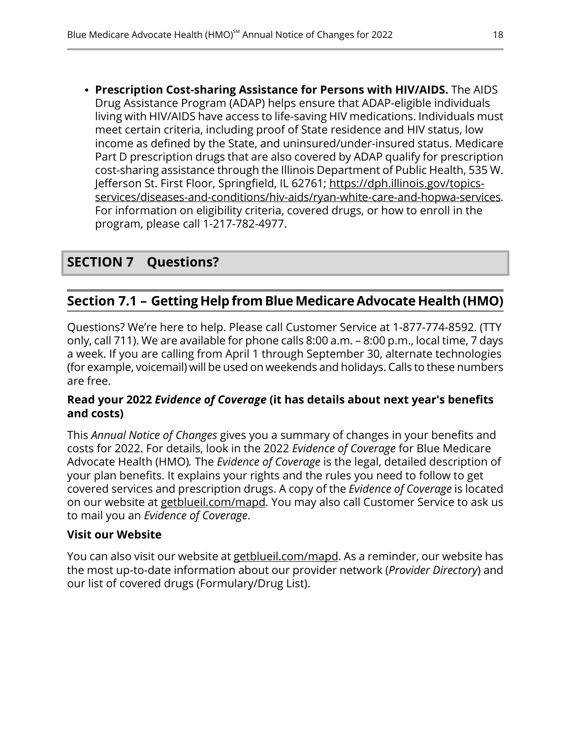- **Prescription Cost-sharing Assistance for Persons with HIV/AIDS.** The AIDS Drug Assistance Program (ADAP) helps ensure that ADAP-eligible individuals living with HIV/AIDS have access to life-saving HIV medications. Individuals must meet certain criteria, including proof of State residence and HIV status, low income as defined by the State, and uninsured/under-insured status. Medicare Part D prescription drugs that are also covered by ADAP qualify for prescription cost-sharing assistance through the Illinois Department of Public Health, 535 W. Jefferson St. First Floor, Springfield, IL 62761; https://dph.illinois.gov/topics-services/diseases-and-conditions/hiv-aids/ryan-white-care-and-hopwa-services. For information on eligibility criteria, covered drugs, or how to enroll in the program, please call 1-217-782-4977.

# SECTION 7 Questions?

## Section 7.1 – Getting Help from Blue Medicare Advocate Health (HMO)

Questions? We're here to help. Please call Customer Service at 1-877-774-8592. (TTY only, call 711). We are available for phone calls 8:00 a.m. – 8:00 p.m., local time, 7 days a week. If you are calling from April 1 through September 30, alternate technologies (for example, voicemail) will be used on weekends and holidays. Calls to these numbers are free.

**Read your 2022 *Evidence of Coverage* (it has details about next year's benefits and costs)**

This *Annual Notice of Changes* gives you a summary of changes in your benefits and costs for 2022. For details, look in the 2022 *Evidence of Coverage* for Blue Medicare Advocate Health (HMO)*.* The *Evidence of Coverage* is the legal, detailed description of your plan benefits. It explains your rights and the rules you need to follow to get covered services and prescription drugs. A copy of the *Evidence of Coverage* is located on our website at getblueil.com/mapd. You may also call Customer Service to ask us to mail you an *Evidence of Coverage*.

**Visit our Website**

You can also visit our website at getblueil.com/mapd. As a reminder, our website has the most up-to-date information about our provider network (*Provider Directory*) and our list of covered drugs (Formulary/Drug List).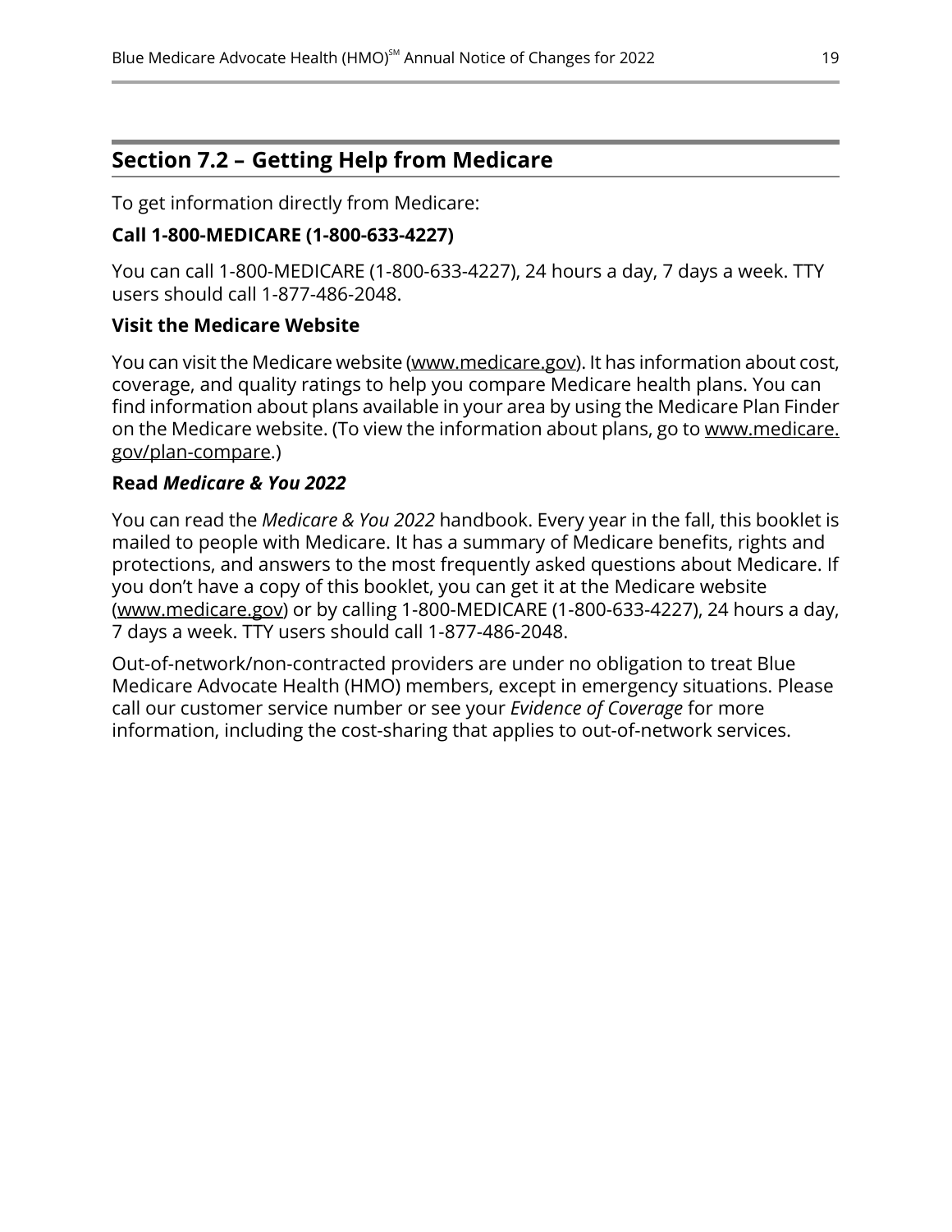## Section 7.2 – Getting Help from Medicare

To get information directly from Medicare:

**Call 1-800-MEDICARE (1-800-633-4227)**

You can call 1-800-MEDICARE (1-800-633-4227), 24 hours a day, 7 days a week. TTY users should call 1-877-486-2048.

**Visit the Medicare Website**

You can visit the Medicare website (www.medicare.gov). It has information about cost, coverage, and quality ratings to help you compare Medicare health plans. You can find information about plans available in your area by using the Medicare Plan Finder on the Medicare website. (To view the information about plans, go to www.medicare.gov/plan-compare.)

**Read *Medicare & You 2022***

You can read the *Medicare & You 2022* handbook. Every year in the fall, this booklet is mailed to people with Medicare. It has a summary of Medicare benefits, rights and protections, and answers to the most frequently asked questions about Medicare. If you don't have a copy of this booklet, you can get it at the Medicare website (www.medicare.gov) or by calling 1-800-MEDICARE (1-800-633-4227), 24 hours a day, 7 days a week. TTY users should call 1-877-486-2048.

Out-of-network/non-contracted providers are under no obligation to treat Blue Medicare Advocate Health (HMO) members, except in emergency situations. Please call our customer service number or see your *Evidence of Coverage* for more information, including the cost-sharing that applies to out-of-network services.